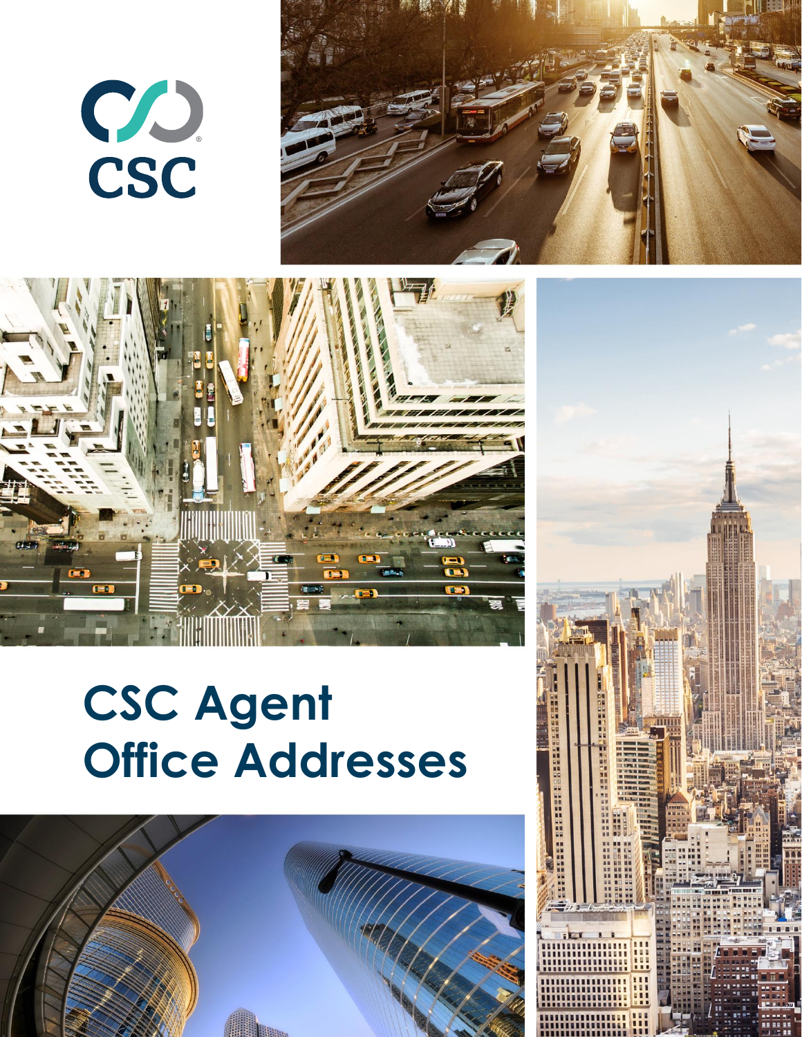CSC

# CSC Agent Office Addresses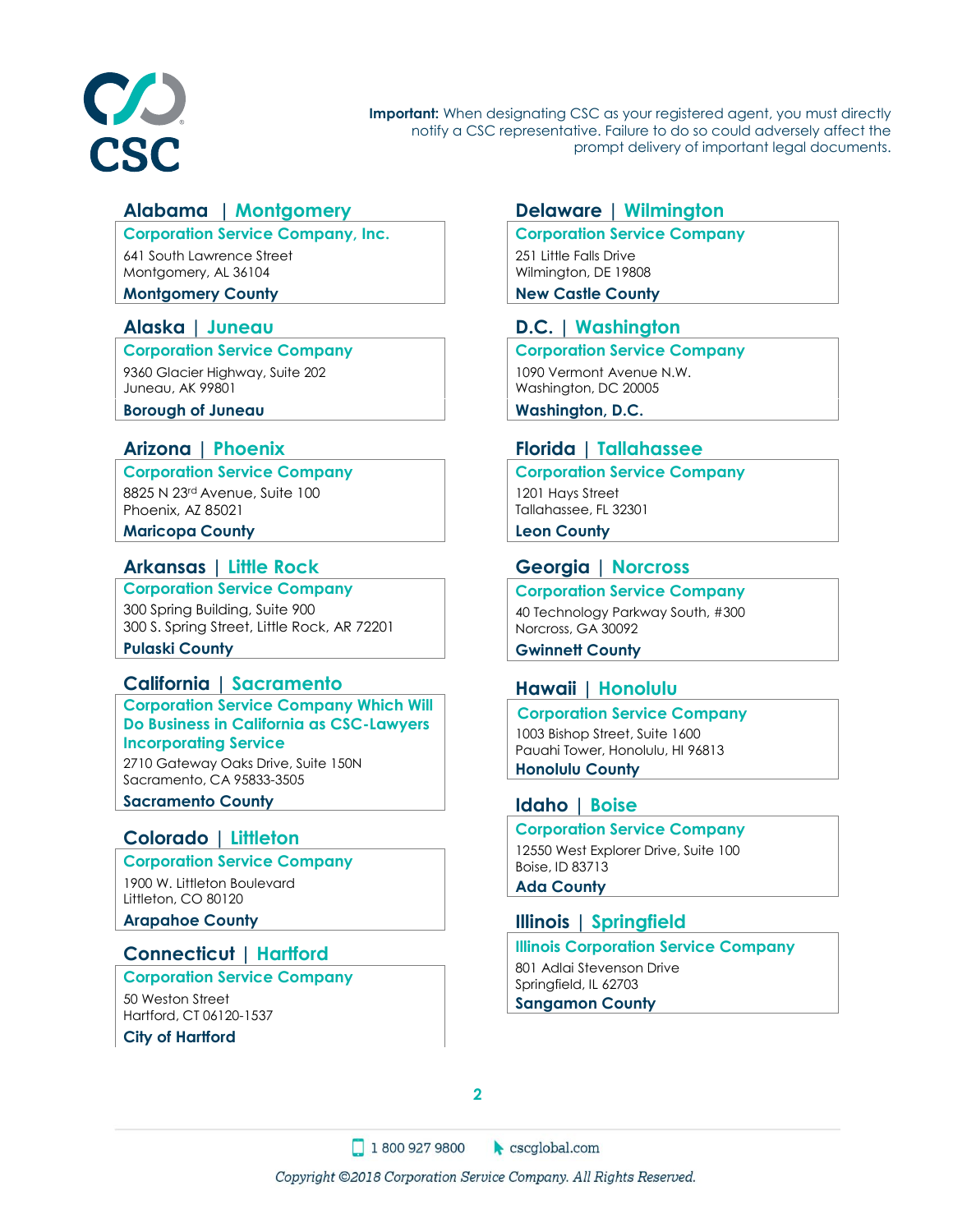**Important:** When designating CSC as your registered agent, you must directly notify a CSC representative. Failure to do so could adversely affect the prompt delivery of important legal documents.

## Alabama | Montgomery

**Corporation Service Company, Inc.**
641 South Lawrence Street
Montgomery, AL 36104
**Montgomery County**

## Alaska | Juneau

**Corporation Service Company**
9360 Glacier Highway, Suite 202
Juneau, AK 99801
**Borough of Juneau**

## Arizona | Phoenix

**Corporation Service Company**
8825 N 23rd Avenue, Suite 100
Phoenix, AZ 85021
**Maricopa County**

## Arkansas | Little Rock

**Corporation Service Company**
300 Spring Building, Suite 900
300 S. Spring Street, Little Rock, AR 72201
**Pulaski County**

## California | Sacramento

**Corporation Service Company Which Will Do Business in California as CSC-Lawyers Incorporating Service**
2710 Gateway Oaks Drive, Suite 150N
Sacramento, CA 95833-3505
**Sacramento County**

## Colorado | Littleton

**Corporation Service Company**
1900 W. Littleton Boulevard
Littleton, CO 80120
**Arapahoe County**

## Connecticut | Hartford

**Corporation Service Company**
50 Weston Street
Hartford, CT 06120-1537
**City of Hartford**

## Delaware | Wilmington

**Corporation Service Company**
251 Little Falls Drive
Wilmington, DE 19808
**New Castle County**

## D.C. | Washington

**Corporation Service Company**
1090 Vermont Avenue N.W.
Washington, DC 20005
**Washington, D.C.**

## Florida | Tallahassee

**Corporation Service Company**
1201 Hays Street
Tallahassee, FL 32301
**Leon County**

## Georgia | Norcross

**Corporation Service Company**
40 Technology Parkway South, #300
Norcross, GA 30092
**Gwinnett County**

## Hawaii | Honolulu

**Corporation Service Company**
1003 Bishop Street, Suite 1600
Pauahi Tower, Honolulu, HI 96813
**Honolulu County**

## Idaho | Boise

**Corporation Service Company**
12550 West Explorer Drive, Suite 100
Boise, ID 83713
**Ada County**

## Illinois | Springfield

**Illinois Corporation Service Company**
801 Adlai Stevenson Drive
Springfield, IL 62703
**Sangamon County**

1 800 927 9800 cscglobal.com

*Copyright ©2018 Corporation Service Company. All Rights Reserved.*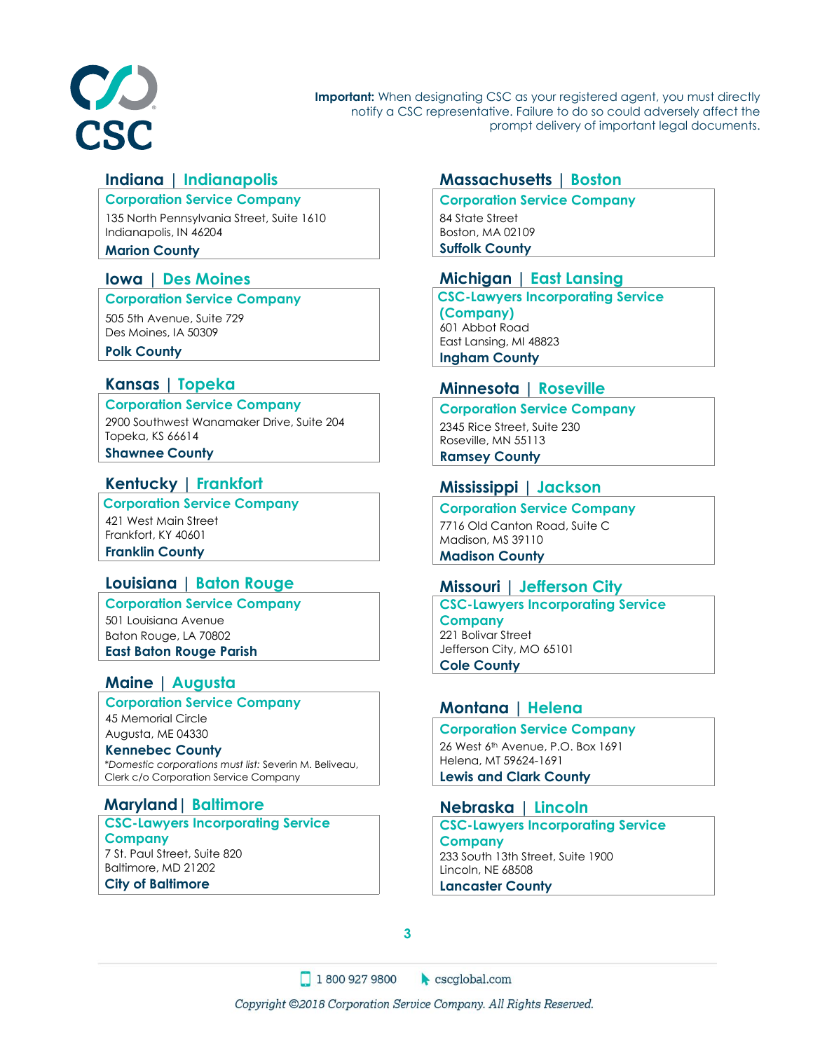**Important:** When designating CSC as your registered agent, you must directly notify a CSC representative. Failure to do so could adversely affect the prompt delivery of important legal documents.

## Indiana | Indianapolis

**Corporation Service Company**
135 North Pennsylvania Street, Suite 1610
Indianapolis, IN 46204
**Marion County**

## Iowa | Des Moines

**Corporation Service Company**
505 5th Avenue, Suite 729
Des Moines, IA 50309
**Polk County**

## Kansas | Topeka

**Corporation Service Company**
2900 Southwest Wanamaker Drive, Suite 204
Topeka, KS 66614
**Shawnee County**

## Kentucky | Frankfort

**Corporation Service Company**
421 West Main Street
Frankfort, KY 40601
**Franklin County**

## Louisiana | Baton Rouge

**Corporation Service Company**
501 Louisiana Avenue
Baton Rouge, LA 70802
**East Baton Rouge Parish**

## Maine | Augusta

**Corporation Service Company**
45 Memorial Circle
Augusta, ME 04330
**Kennebec County**
**Domestic corporations must list:* Severin M. Beliveau, Clerk c/o Corporation Service Company

## Maryland | Baltimore

**CSC-Lawyers Incorporating Service Company**
7 St. Paul Street, Suite 820
Baltimore, MD 21202
**City of Baltimore**

## Massachusetts | Boston

**Corporation Service Company**
84 State Street
Boston, MA 02109
**Suffolk County**

## Michigan | East Lansing

**CSC-Lawyers Incorporating Service (Company)**
601 Abbot Road
East Lansing, MI 48823
**Ingham County**

## Minnesota | Roseville

**Corporation Service Company**
2345 Rice Street, Suite 230
Roseville, MN 55113
**Ramsey County**

## Mississippi | Jackson

**Corporation Service Company**
7716 Old Canton Road, Suite C
Madison, MS 39110
**Madison County**

## Missouri | Jefferson City

**CSC-Lawyers Incorporating Service Company**
221 Bolivar Street
Jefferson City, MO 65101
**Cole County**

## Montana | Helena

**Corporation Service Company**
26 West 6th Avenue, P.O. Box 1691
Helena, MT 59624-1691
**Lewis and Clark County**

## Nebraska | Lincoln

**CSC-Lawyers Incorporating Service Company**
233 South 13th Street, Suite 1900
Lincoln, NE 68508
**Lancaster County**

1 800 927 9800 cscglobal.com

*Copyright ©2018 Corporation Service Company. All Rights Reserved.*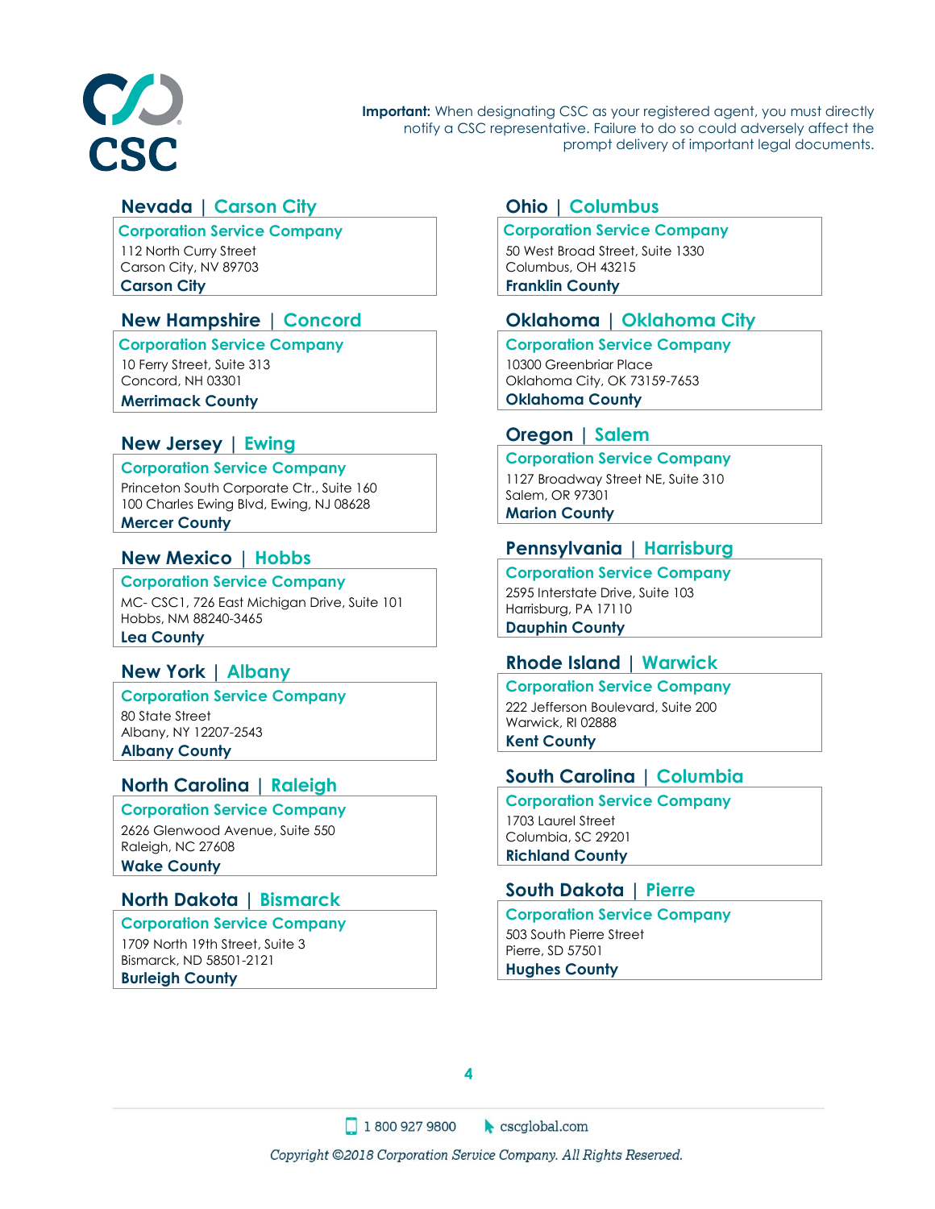**Important:** When designating CSC as your registered agent, you must directly notify a CSC representative. Failure to do so could adversely affect the prompt delivery of important legal documents.

## Nevada | Carson City

**Corporation Service Company**
112 North Curry Street
Carson City, NV 89703
**Carson City**

## New Hampshire | Concord

**Corporation Service Company**
10 Ferry Street, Suite 313
Concord, NH 03301
**Merrimack County**

## New Jersey | Ewing

**Corporation Service Company**
Princeton South Corporate Ctr., Suite 160
100 Charles Ewing Blvd, Ewing, NJ 08628
**Mercer County**

## New Mexico | Hobbs

**Corporation Service Company**
MC- CSC1, 726 East Michigan Drive, Suite 101
Hobbs, NM 88240-3465
**Lea County**

## New York | Albany

**Corporation Service Company**
80 State Street
Albany, NY 12207-2543
**Albany County**

## North Carolina | Raleigh

**Corporation Service Company**
2626 Glenwood Avenue, Suite 550
Raleigh, NC 27608
**Wake County**

## North Dakota | Bismarck

**Corporation Service Company**
1709 North 19th Street, Suite 3
Bismarck, ND 58501-2121
**Burleigh County**

## Ohio | Columbus

**Corporation Service Company**
50 West Broad Street, Suite 1330
Columbus, OH 43215
**Franklin County**

## Oklahoma | Oklahoma City

**Corporation Service Company**
10300 Greenbriar Place
Oklahoma City, OK 73159-7653
**Oklahoma County**

## Oregon | Salem

**Corporation Service Company**
1127 Broadway Street NE, Suite 310
Salem, OR 97301
**Marion County**

## Pennsylvania | Harrisburg

**Corporation Service Company**
2595 Interstate Drive, Suite 103
Harrisburg, PA 17110
**Dauphin County**

## Rhode Island | Warwick

**Corporation Service Company**
222 Jefferson Boulevard, Suite 200
Warwick, RI 02888
**Kent County**

## South Carolina | Columbia

**Corporation Service Company**
1703 Laurel Street
Columbia, SC 29201
**Richland County**

## South Dakota | Pierre

**Corporation Service Company**
503 South Pierre Street
Pierre, SD 57501
**Hughes County**

1 800 927 9800 cscglobal.com

*Copyright ©2018 Corporation Service Company. All Rights Reserved.*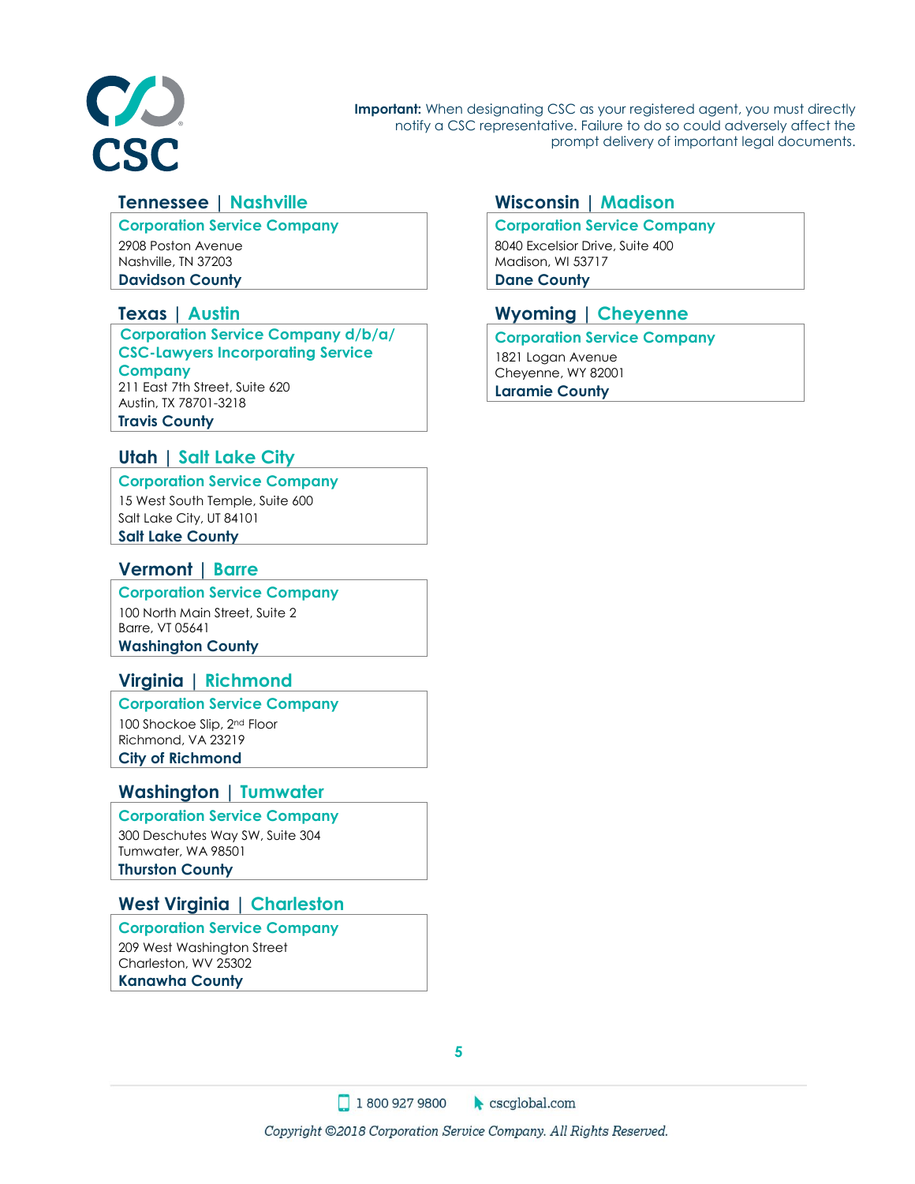**Important:** When designating CSC as your registered agent, you must directly notify a CSC representative. Failure to do so could adversely affect the prompt delivery of important legal documents.

## Tennessee | Nashville

**Corporation Service Company**
2908 Poston Avenue
Nashville, TN 37203
**Davidson County**

## Texas | Austin

**Corporation Service Company d/b/a/ CSC-Lawyers Incorporating Service Company**
211 East 7th Street, Suite 620
Austin, TX 78701-3218
**Travis County**

## Utah | Salt Lake City

**Corporation Service Company**
15 West South Temple, Suite 600
Salt Lake City, UT 84101
**Salt Lake County**

## Vermont | Barre

**Corporation Service Company**
100 North Main Street, Suite 2
Barre, VT 05641
**Washington County**

## Virginia | Richmond

**Corporation Service Company**
100 Shockoe Slip, 2nd Floor
Richmond, VA 23219
**City of Richmond**

## Washington | Tumwater

**Corporation Service Company**
300 Deschutes Way SW, Suite 304
Tumwater, WA 98501
**Thurston County**

## West Virginia | Charleston

**Corporation Service Company**
209 West Washington Street
Charleston, WV 25302
**Kanawha County**

## Wisconsin | Madison

**Corporation Service Company**
8040 Excelsior Drive, Suite 400
Madison, WI 53717
**Dane County**

## Wyoming | Cheyenne

**Corporation Service Company**
1821 Logan Avenue
Cheyenne, WY 82001
**Laramie County**

1 800 927 9800 cscglobal.com

*Copyright ©2018 Corporation Service Company. All Rights Reserved.*